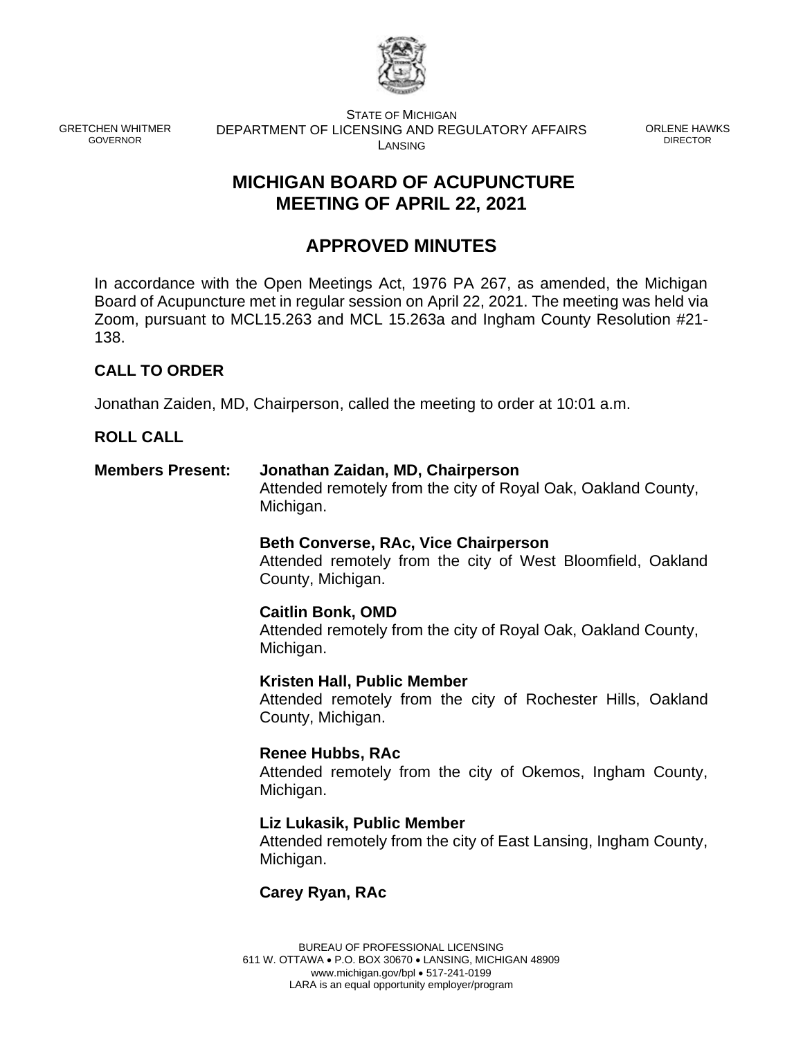GRETCHEN WHITMER
GOVERNOR

STATE OF MICHIGAN
DEPARTMENT OF LICENSING AND REGULATORY AFFAIRS
LANSING

ORLENE HAWKS
DIRECTOR

# MICHIGAN BOARD OF ACUPUNCTURE
# MEETING OF APRIL 22, 2021

## APPROVED MINUTES

In accordance with the Open Meetings Act, 1976 PA 267, as amended, the Michigan Board of Acupuncture met in regular session on April 22, 2021. The meeting was held via Zoom, pursuant to MCL15.263 and MCL 15.263a and Ingham County Resolution #21-138.

### CALL TO ORDER

Jonathan Zaiden, MD, Chairperson, called the meeting to order at 10:01 a.m.

### ROLL CALL

**Members Present:**

**Jonathan Zaidan, MD, Chairperson**
Attended remotely from the city of Royal Oak, Oakland County, Michigan.

**Beth Converse, RAc, Vice Chairperson**
Attended remotely from the city of West Bloomfield, Oakland County, Michigan.

**Caitlin Bonk, OMD**
Attended remotely from the city of Royal Oak, Oakland County, Michigan.

**Kristen Hall, Public Member**
Attended remotely from the city of Rochester Hills, Oakland County, Michigan.

**Renee Hubbs, RAc**
Attended remotely from the city of Okemos, Ingham County, Michigan.

**Liz Lukasik, Public Member**
Attended remotely from the city of East Lansing, Ingham County, Michigan.

**Carey Ryan, RAc**

BUREAU OF PROFESSIONAL LICENSING
611 W. OTTAWA • P.O. BOX 30670 • LANSING, MICHIGAN 48909
www.michigan.gov/bpl • 517-241-0199
LARA is an equal opportunity employer/program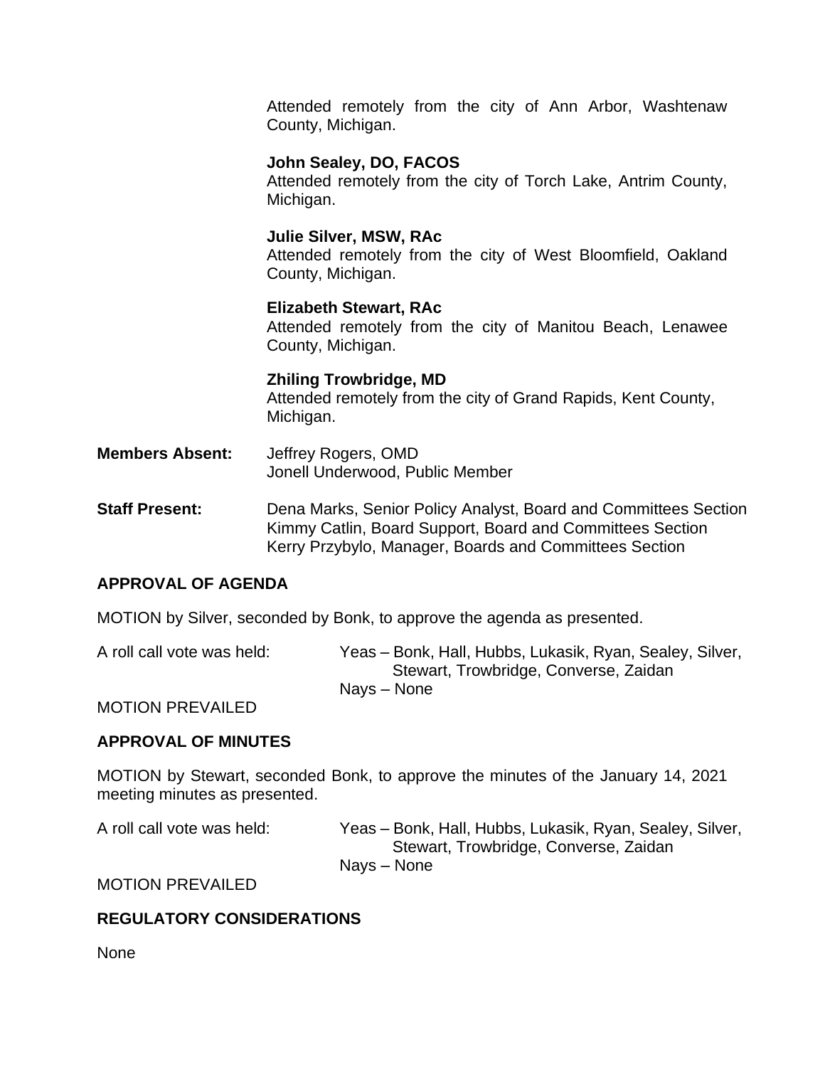Attended remotely from the city of Ann Arbor, Washtenaw County, Michigan.

**John Sealey, DO, FACOS**
Attended remotely from the city of Torch Lake, Antrim County, Michigan.

**Julie Silver, MSW, RAc**
Attended remotely from the city of West Bloomfield, Oakland County, Michigan.

**Elizabeth Stewart, RAc**
Attended remotely from the city of Manitou Beach, Lenawee County, Michigan.

**Zhiling Trowbridge, MD**
Attended remotely from the city of Grand Rapids, Kent County, Michigan.

**Members Absent:** Jeffrey Rogers, OMD
Jonell Underwood, Public Member

**Staff Present:** Dena Marks, Senior Policy Analyst, Board and Committees Section
Kimmy Catlin, Board Support, Board and Committees Section
Kerry Przybylo, Manager, Boards and Committees Section

## APPROVAL OF AGENDA

MOTION by Silver, seconded by Bonk, to approve the agenda as presented.

A roll call vote was held: Yeas – Bonk, Hall, Hubbs, Lukasik, Ryan, Sealey, Silver, Stewart, Trowbridge, Converse, Zaidan
Nays – None

MOTION PREVAILED

## APPROVAL OF MINUTES

MOTION by Stewart, seconded Bonk, to approve the minutes of the January 14, 2021 meeting minutes as presented.

A roll call vote was held: Yeas – Bonk, Hall, Hubbs, Lukasik, Ryan, Sealey, Silver, Stewart, Trowbridge, Converse, Zaidan
Nays – None

MOTION PREVAILED

## REGULATORY CONSIDERATIONS

None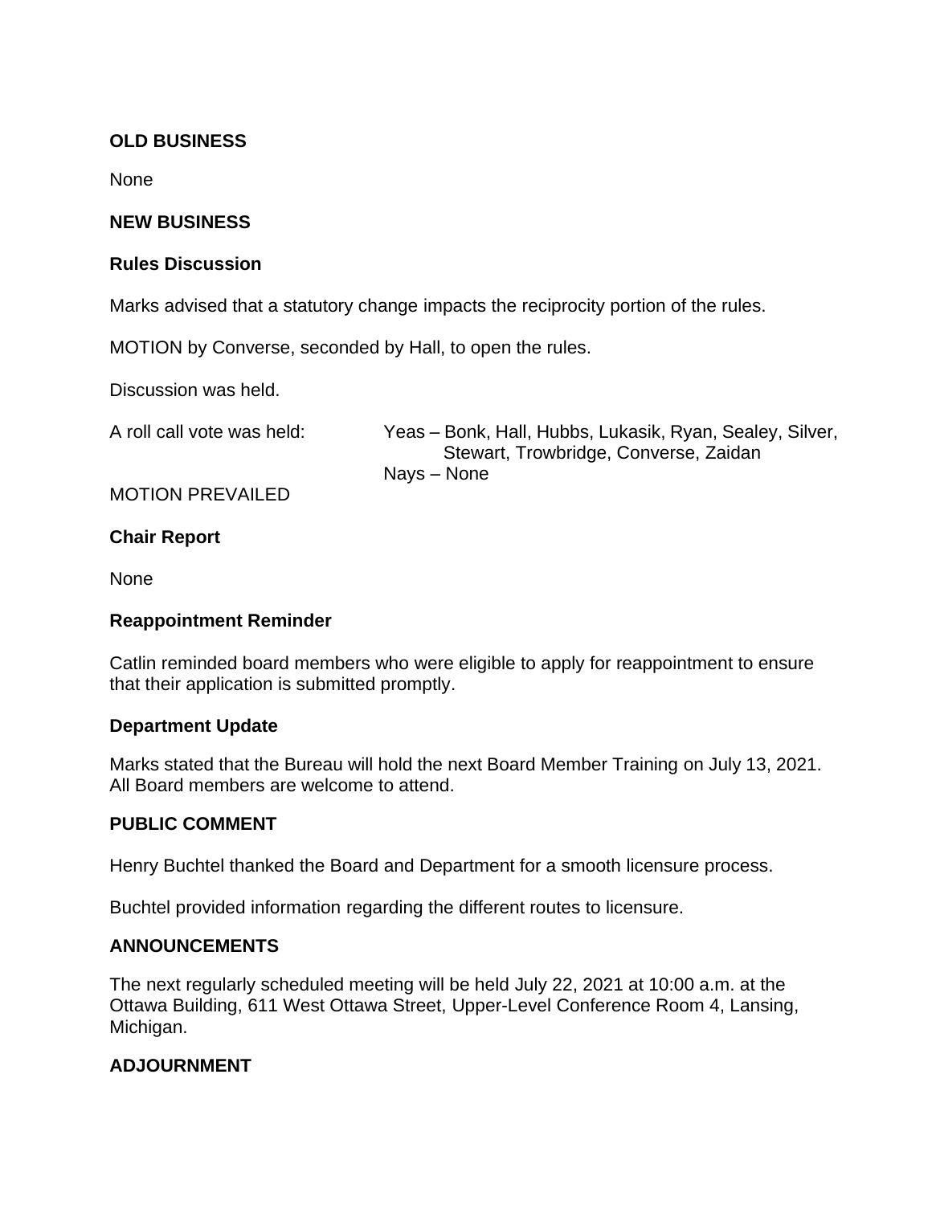**OLD BUSINESS**

None

**NEW BUSINESS**

**Rules Discussion**

Marks advised that a statutory change impacts the reciprocity portion of the rules.

MOTION by Converse, seconded by Hall, to open the rules.

Discussion was held.

A roll call vote was held: Yeas – Bonk, Hall, Hubbs, Lukasik, Ryan, Sealey, Silver, Stewart, Trowbridge, Converse, Zaidan
Nays – None

MOTION PREVAILED

**Chair Report**

None

**Reappointment Reminder**

Catlin reminded board members who were eligible to apply for reappointment to ensure that their application is submitted promptly.

**Department Update**

Marks stated that the Bureau will hold the next Board Member Training on July 13, 2021. All Board members are welcome to attend.

**PUBLIC COMMENT**

Henry Buchtel thanked the Board and Department for a smooth licensure process.

Buchtel provided information regarding the different routes to licensure.

**ANNOUNCEMENTS**

The next regularly scheduled meeting will be held July 22, 2021 at 10:00 a.m. at the Ottawa Building, 611 West Ottawa Street, Upper-Level Conference Room 4, Lansing, Michigan.

**ADJOURNMENT**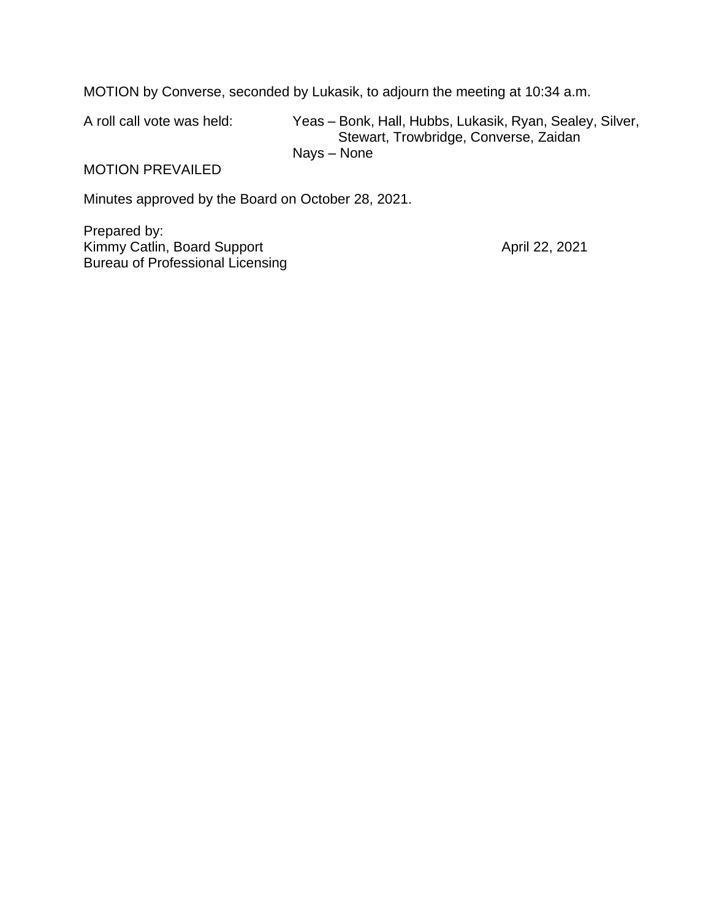MOTION by Converse, seconded by Lukasik, to adjourn the meeting at 10:34 a.m.

A roll call vote was held: Yeas – Bonk, Hall, Hubbs, Lukasik, Ryan, Sealey, Silver, Stewart, Trowbridge, Converse, Zaidan
Nays – None

MOTION PREVAILED

Minutes approved by the Board on October 28, 2021.

Prepared by:
Kimmy Catlin, Board Support
Bureau of Professional Licensing

April 22, 2021